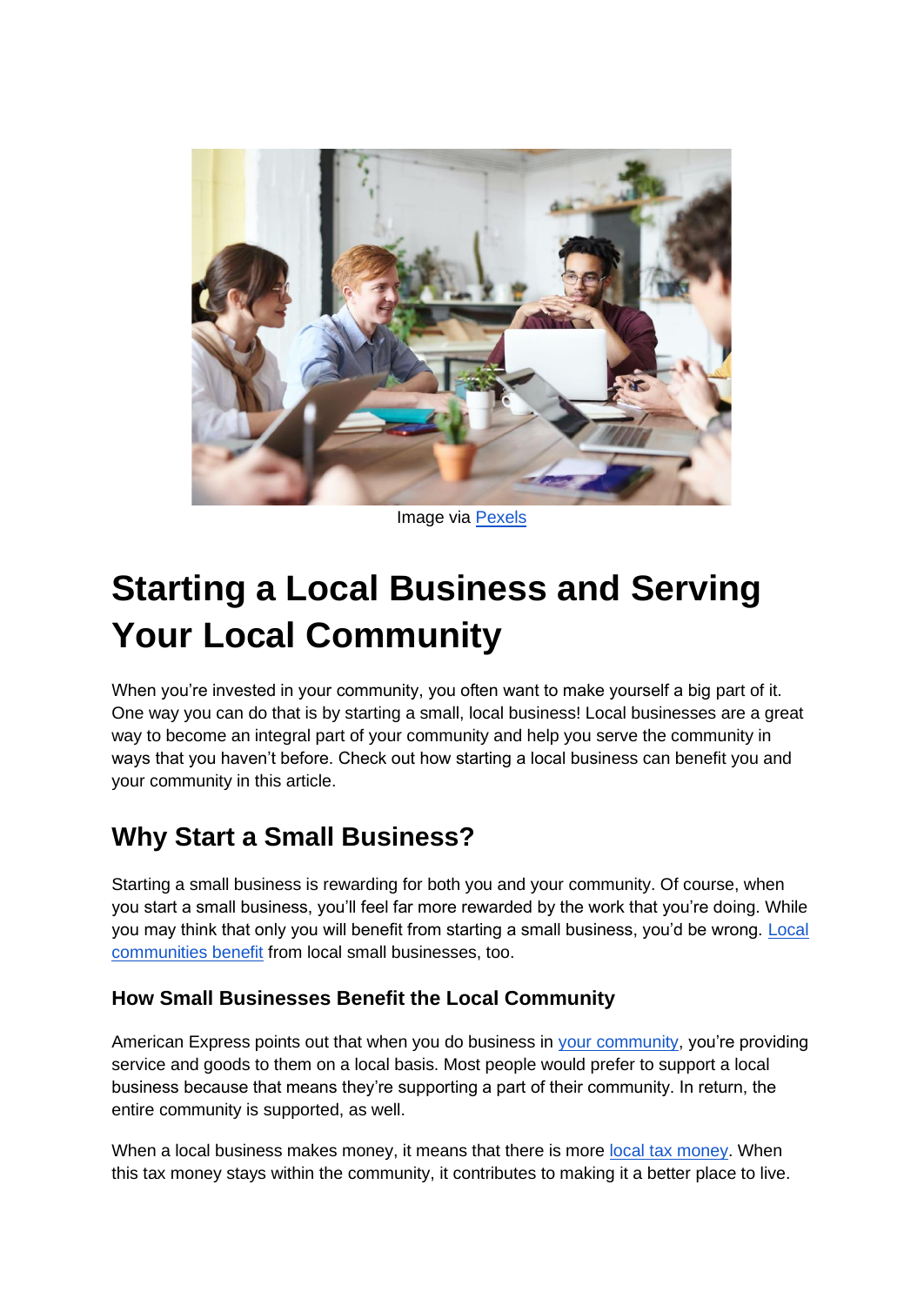Image via Pexels

# Starting a Local Business and Serving Your Local Community

When you're invested in your community, you often want to make yourself a big part of it. One way you can do that is by starting a small, local business! Local businesses are a great way to become an integral part of your community and help you serve the community in ways that you haven't before. Check out how starting a local business can benefit you and your community in this article.

## Why Start a Small Business?

Starting a small business is rewarding for both you and your community. Of course, when you start a small business, you'll feel far more rewarded by the work that you're doing. While you may think that only you will benefit from starting a small business, you'd be wrong. Local communities benefit from local small businesses, too.

### How Small Businesses Benefit the Local Community

American Express points out that when you do business in your community, you're providing service and goods to them on a local basis. Most people would prefer to support a local business because that means they're supporting a part of their community. In return, the entire community is supported, as well.

When a local business makes money, it means that there is more local tax money. When this tax money stays within the community, it contributes to making it a better place to live.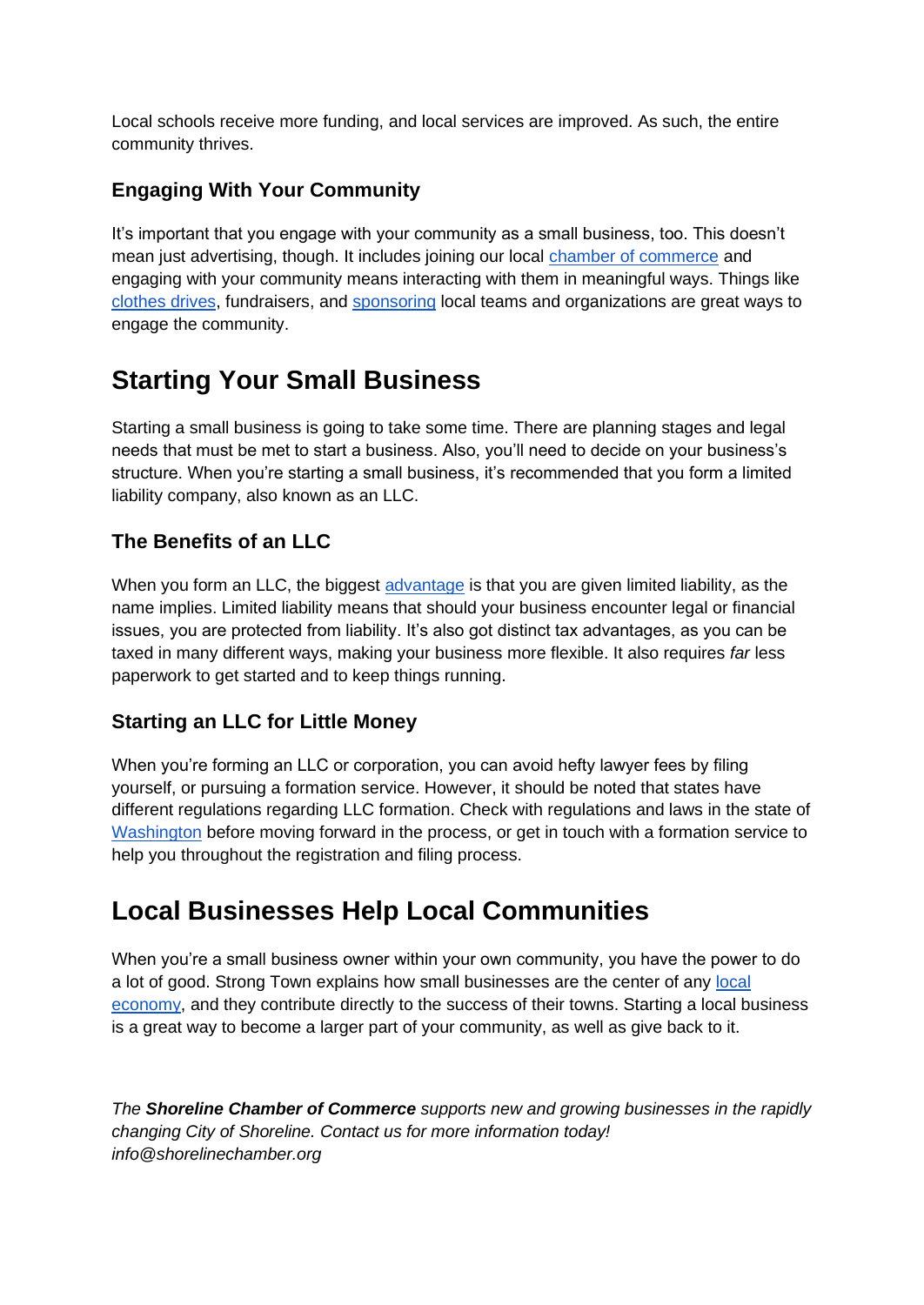Local schools receive more funding, and local services are improved. As such, the entire community thrives.

### Engaging With Your Community

It's important that you engage with your community as a small business, too. This doesn't mean just advertising, though. It includes joining our local chamber of commerce and engaging with your community means interacting with them in meaningful ways. Things like clothes drives, fundraisers, and sponsoring local teams and organizations are great ways to engage the community.

## Starting Your Small Business

Starting a small business is going to take some time. There are planning stages and legal needs that must be met to start a business. Also, you'll need to decide on your business's structure. When you're starting a small business, it's recommended that you form a limited liability company, also known as an LLC.

### The Benefits of an LLC

When you form an LLC, the biggest advantage is that you are given limited liability, as the name implies. Limited liability means that should your business encounter legal or financial issues, you are protected from liability. It's also got distinct tax advantages, as you can be taxed in many different ways, making your business more flexible. It also requires *far* less paperwork to get started and to keep things running.

### Starting an LLC for Little Money

When you're forming an LLC or corporation, you can avoid hefty lawyer fees by filing yourself, or pursuing a formation service. However, it should be noted that states have different regulations regarding LLC formation. Check with regulations and laws in the state of Washington before moving forward in the process, or get in touch with a formation service to help you throughout the registration and filing process.

## Local Businesses Help Local Communities

When you're a small business owner within your own community, you have the power to do a lot of good. Strong Town explains how small businesses are the center of any local economy, and they contribute directly to the success of their towns. Starting a local business is a great way to become a larger part of your community, as well as give back to it.

*The **Shoreline Chamber of Commerce** supports new and growing businesses in the rapidly changing City of Shoreline. Contact us for more information today!*
*info@shorelinechamber.org*